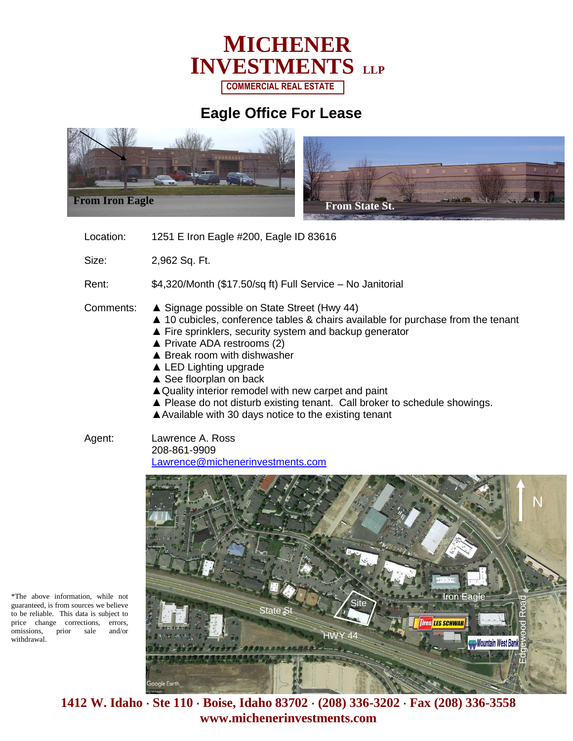# MICHENER INVESTMENTS LLP

COMMERCIAL REAL ESTATE

## Eagle Office For Lease

From Iron Eagle

From State St.

Location: 1251 E Iron Eagle #200, Eagle ID 83616

Size: 2,962 Sq. Ft.

Rent: $4,320/Month ($17.50/sq ft) Full Service – No Janitorial

Comments:
- ▲ Signage possible on State Street (Hwy 44)
- ▲ 10 cubicles, conference tables & chairs available for purchase from the tenant
- ▲ Fire sprinklers, security system and backup generator
- ▲ Private ADA restrooms (2)
- ▲ Break room with dishwasher
- ▲ LED Lighting upgrade
- ▲ See floorplan on back
- ▲ Quality interior remodel with new carpet and paint
- ▲ Please do not disturb existing tenant. Call broker to schedule showings.
- ▲ Available with 30 days notice to the existing tenant

Agent: Lawrence A. Ross
208-861-9909
Lawrence@michenerinvestments.com

*The above information, while not guaranteed, is from sources we believe to be reliable. This data is subject to price change corrections, errors, omissions, prior sale and/or withdrawal.

Site · State St · HWY 44 · Iron Eagle · Edgewood Road · Les Schwab · Mountain West Bank · N · Google Earth

**1412 W. Idaho · Ste 110 · Boise, Idaho 83702 · (208) 336-3202 · Fax (208) 336-3558**
**www.michenerinvestments.com**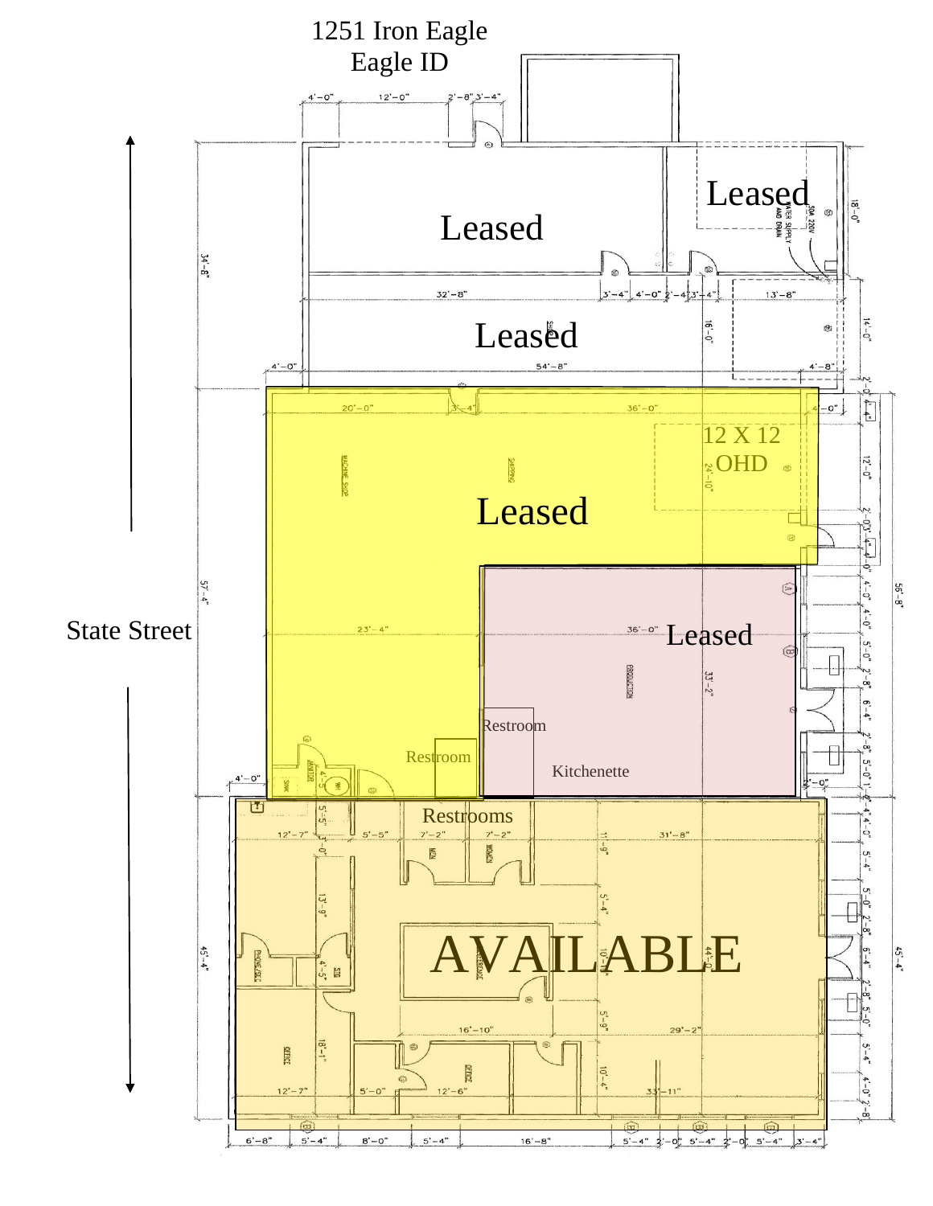1251 Iron Eagle
Eagle ID

Leased

Leased

Leased

Leased

12 X 12 OHD

State Street

Leased

Restroom

Restroom

Kitchenette

Restrooms

AVAILABLE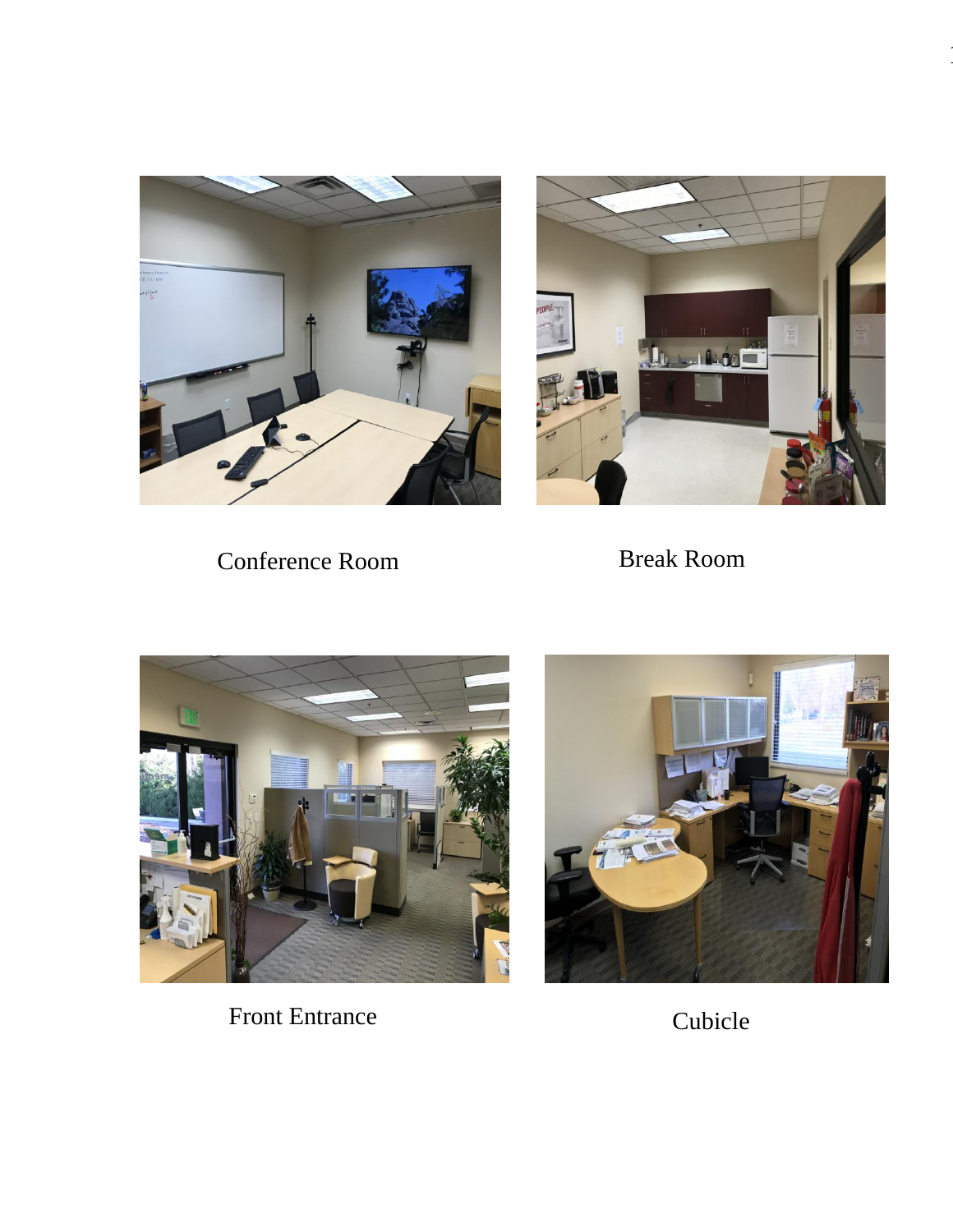Conference Room

Break Room

Front Entrance

Cubicle